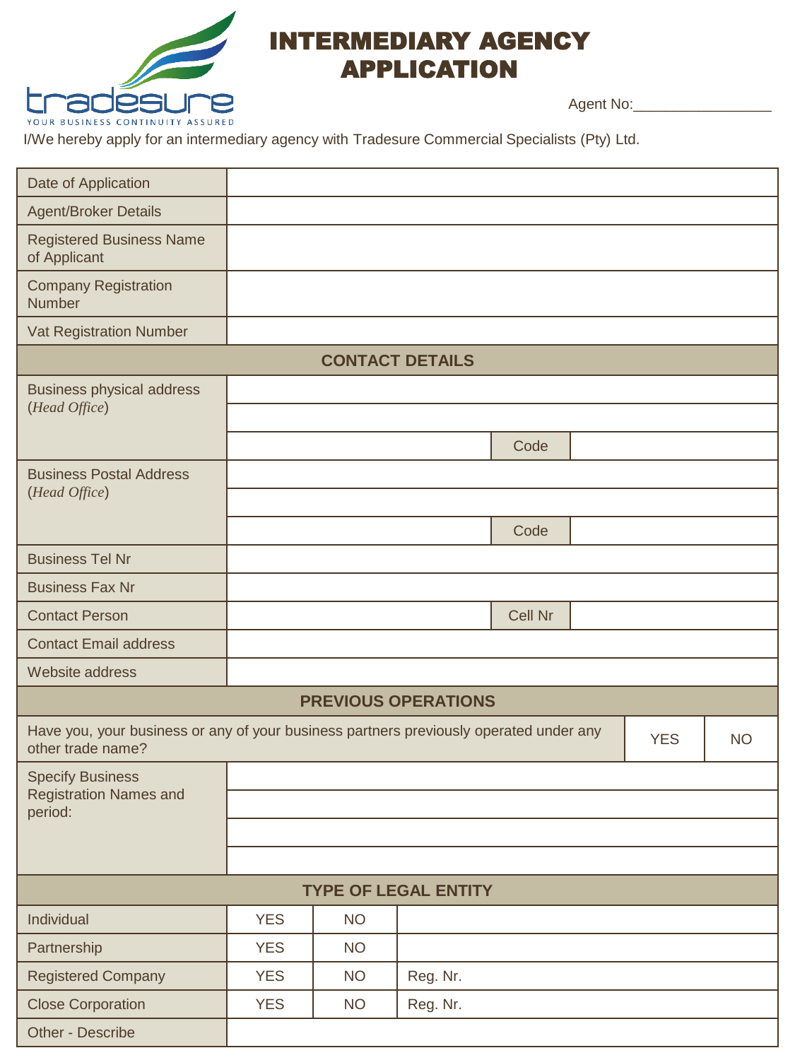# INTERMEDIARY AGENCY APPLICATION

tradesure
YOUR BUSINESS CONTINUITY ASSURED

Agent No:________________

I/We hereby apply for an intermediary agency with Tradesure Commercial Specialists (Pty) Ltd.

| | | | | |
|---|---|---|---|---|
| Date of Application | | | | |
| Agent/Broker Details | | | | |
| Registered Business Name of Applicant | | | | |
| Company Registration Number | | | | |
| Vat Registration Number | | | | |
| **CONTACT DETAILS** | | | | |
| Business physical address (*Head Office*) | | | | |
| | | | | |
| | | | Code | |
| Business Postal Address (*Head Office*) | | | | |
| | | | | |
| | | | Code | |
| Business Tel Nr | | | | |
| Business Fax Nr | | | | |
| Contact Person | | | Cell Nr | |
| Contact Email address | | | | |
| Website address | | | | |
| **PREVIOUS OPERATIONS** | | | | |
| Have you, your business or any of your business partners previously operated under any other trade name? | | | YES | NO |
| Specify Business Registration Names and period: | | | | |
| | | | | |
| | | | | |
| | | | | |
| **TYPE OF LEGAL ENTITY** | | | | |
| Individual | YES | NO | | |
| Partnership | YES | NO | | |
| Registered Company | YES | NO | Reg. Nr. | |
| Close Corporation | YES | NO | Reg. Nr. | |
| Other - Describe | | | | |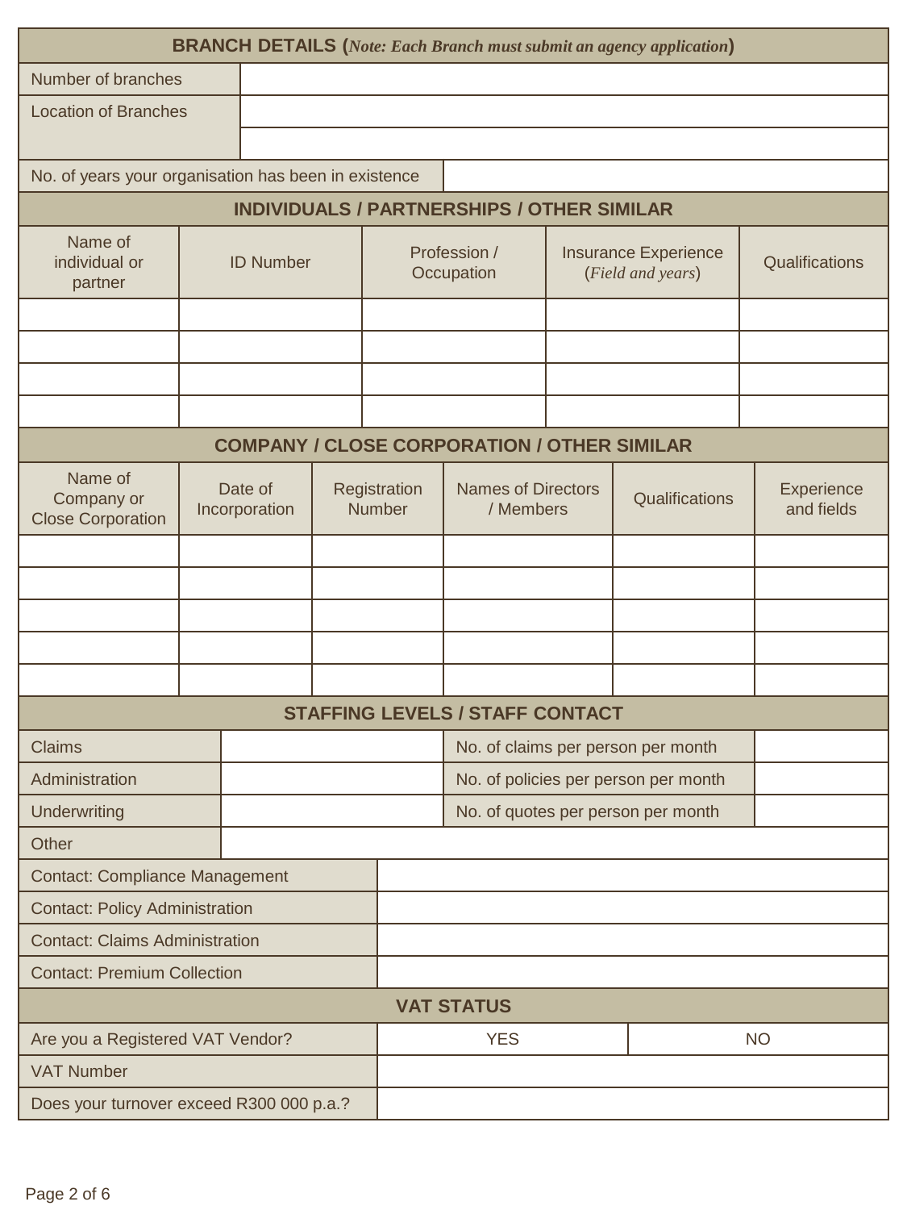## BRANCH DETAILS (*Note: Each Branch must submit an agency application*)

| | |
|---|---|
| Number of branches | |
| Location of Branches | |
| | |
| No. of years your organisation has been in existence | |

## INDIVIDUALS / PARTNERSHIPS / OTHER SIMILAR

| Name of individual or partner | ID Number | Profession / Occupation | Insurance Experience (*Field and years*) | Qualifications |
|---|---|---|---|---|
| | | | | |
| | | | | |
| | | | | |
| | | | | |

## COMPANY / CLOSE CORPORATION / OTHER SIMILAR

| Name of Company or Close Corporation | Date of Incorporation | Registration Number | Names of Directors / Members | Qualifications | Experience and fields |
|---|---|---|---|---|---|
| | | | | | |
| | | | | | |
| | | | | | |
| | | | | | |
| | | | | | |

## STAFFING LEVELS / STAFF CONTACT

| | | | |
|---|---|---|---|
| Claims | | No. of claims per person per month | |
| Administration | | No. of policies per person per month | |
| Underwriting | | No. of quotes per person per month | |
| Other | | | |

| | |
|---|---|
| Contact: Compliance Management | |
| Contact: Policy Administration | |
| Contact: Claims Administration | |
| Contact: Premium Collection | |

## VAT STATUS

| | | |
|---|---|---|
| Are you a Registered VAT Vendor? | YES | NO |
| VAT Number | | |
| Does your turnover exceed R300 000 p.a.? | | |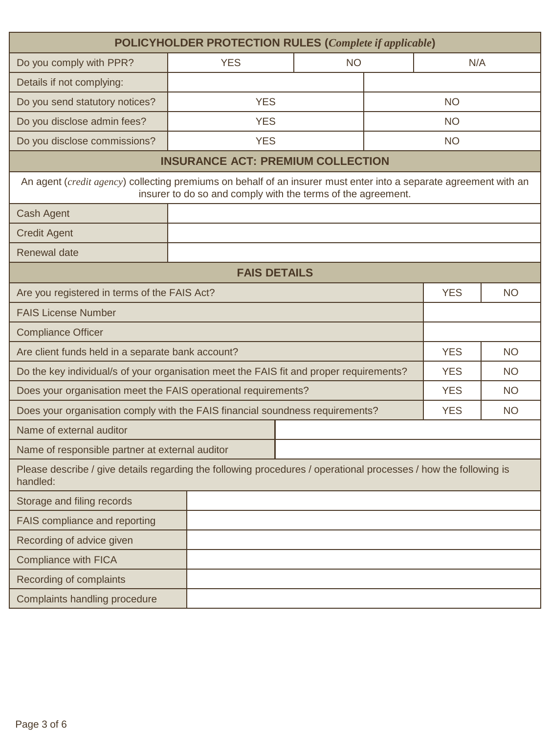| **POLICYHOLDER PROTECTION RULES (*Complete if applicable*)** | | | |
|---|---|---|---|
| Do you comply with PPR? | YES | NO | N/A |
| Details if not complying: | | | |
| Do you send statutory notices? | YES | NO | |
| Do you disclose admin fees? | YES | NO | |
| Do you disclose commissions? | YES | NO | |

| **INSURANCE ACT: PREMIUM COLLECTION** | |
|---|---|
| An agent (*credit agency*) collecting premiums on behalf of an insurer must enter into a separate agreement with an insurer to do so and comply with the terms of the agreement. | |
| Cash Agent | |
| Credit Agent | |
| Renewal date | |

| **FAIS DETAILS** | | |
|---|---|---|
| Are you registered in terms of the FAIS Act? | YES | NO |
| FAIS License Number | | |
| Compliance Officer | | |
| Are client funds held in a separate bank account? | YES | NO |
| Do the key individual/s of your organisation meet the FAIS fit and proper requirements? | YES | NO |
| Does your organisation meet the FAIS operational requirements? | YES | NO |
| Does your organisation comply with the FAIS financial soundness requirements? | YES | NO |
| Name of external auditor | | |
| Name of responsible partner at external auditor | | |

Please describe / give details regarding the following procedures / operational processes / how the following is handled:

| Procedure | Details |
|---|---|
| Storage and filing records | |
| FAIS compliance and reporting | |
| Recording of advice given | |
| Compliance with FICA | |
| Recording of complaints | |
| Complaints handling procedure | |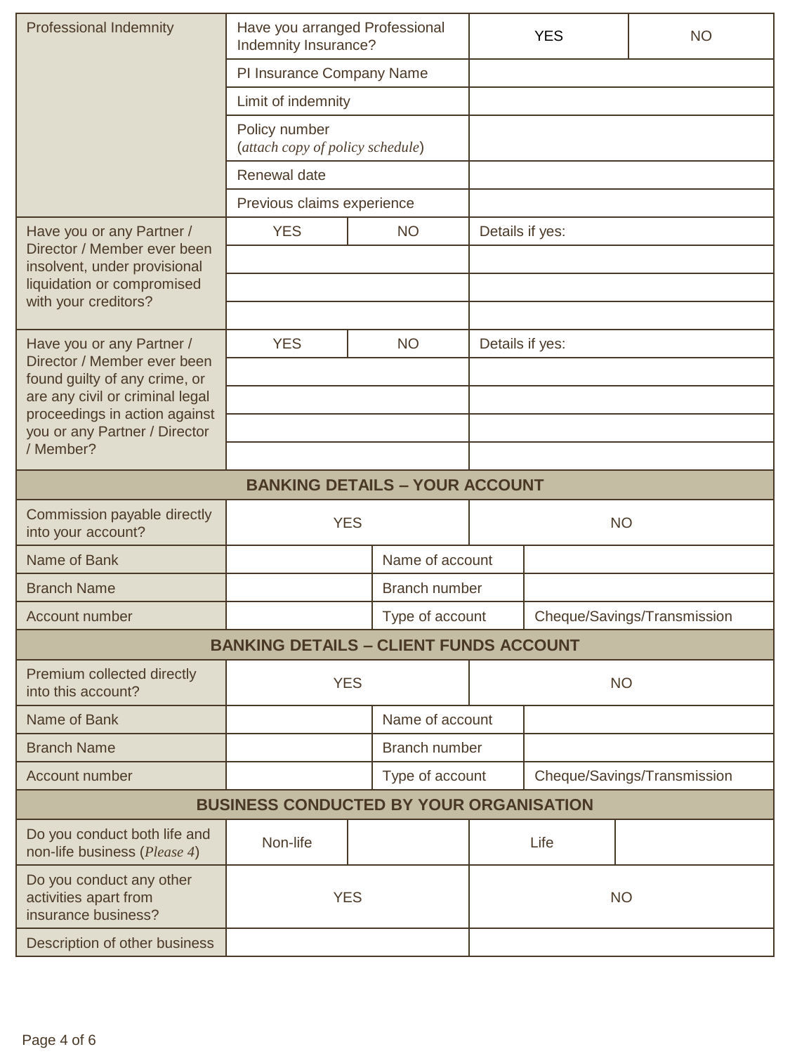| | | | | |
|---|---|---|---|---|
| Professional Indemnity | Have you arranged Professional Indemnity Insurance? | | YES | NO |
| | PI Insurance Company Name | | | |
| | Limit of indemnity | | | |
| | Policy number (*attach copy of policy schedule*) | | | |
| | Renewal date | | | |
| | Previous claims experience | | | |
| Have you or any Partner / Director / Member ever been insolvent, under provisional liquidation or compromised with your creditors? | YES | NO | Details if yes: | |
| | | | | |
| | | | | |
| | | | | |
| Have you or any Partner / Director / Member ever been found guilty of any crime, or are any civil or criminal legal proceedings in action against you or any Partner / Director / Member? | YES | NO | Details if yes: | |
| | | | | |
| | | | | |
| | | | | |
| | | | | |

| **BANKING DETAILS – YOUR ACCOUNT** | | | |
|---|---|---|---|
| Commission payable directly into your account? | YES | | NO |
| Name of Bank | | Name of account | |
| Branch Name | | Branch number | |
| Account number | | Type of account | Cheque/Savings/Transmission |

| **BANKING DETAILS – CLIENT FUNDS ACCOUNT** | | | |
|---|---|---|---|
| Premium collected directly into this account? | YES | | NO |
| Name of Bank | | Name of account | |
| Branch Name | | Branch number | |
| Account number | | Type of account | Cheque/Savings/Transmission |

| **BUSINESS CONDUCTED BY YOUR ORGANISATION** | | | | |
|---|---|---|---|---|
| Do you conduct both life and non-life business (*Please 4*) | Non-life | | Life | |
| Do you conduct any other activities apart from insurance business? | YES | | NO | |
| Description of other business | | | | |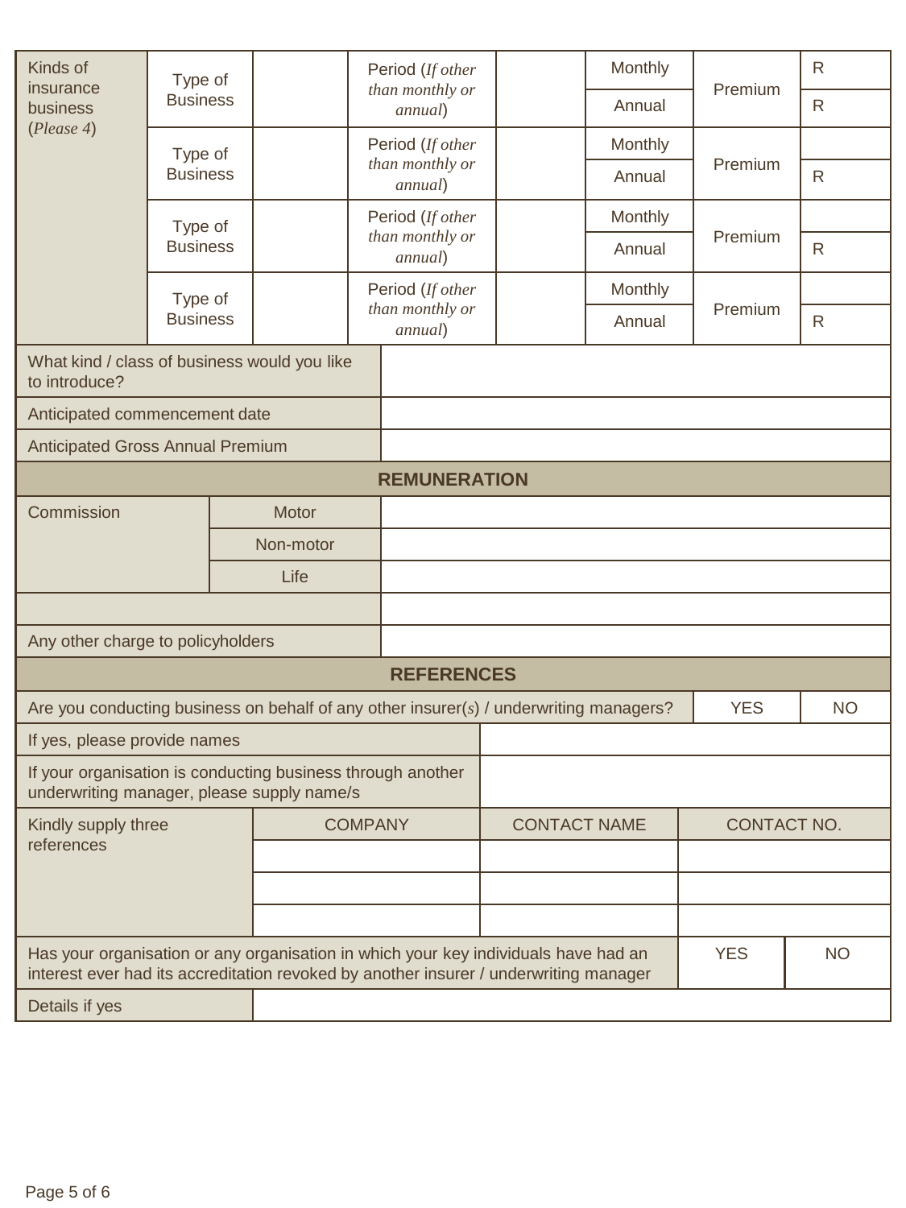| Kinds of insurance business (*Please 4*) | Type of Business | | Period (*If other than monthly or annual*) | | Monthly | Premium | R |
|---|---|---|---|---|---|---|---|
| | | | | | Annual | | R |
| | Type of Business | | Period (*If other than monthly or annual*) | | Monthly | Premium | |
| | | | | | Annual | | R |
| | Type of Business | | Period (*If other than monthly or annual*) | | Monthly | Premium | |
| | | | | | Annual | | R |
| | Type of Business | | Period (*If other than monthly or annual*) | | Monthly | Premium | |
| | | | | | Annual | | R |

| What kind / class of business would you like to introduce? | |
|---|---|
| Anticipated commencement date | |
| Anticipated Gross Annual Premium | |

## REMUNERATION

| Commission | Motor | |
|---|---|---|
| | Non-motor | |
| | Life | |
| | | |
| Any other charge to policyholders | | |

## REFERENCES

| Are you conducting business on behalf of any other insurer(*s*) / underwriting managers? | YES | NO |
|---|---|---|
| If yes, please provide names | | |
| If your organisation is conducting business through another underwriting manager, please supply name/s | | |

| Kindly supply three references | COMPANY | CONTACT NAME | CONTACT NO. |
|---|---|---|---|
| | | | |
| | | | |
| | | | |

| Has your organisation or any organisation in which your key individuals have had an interest ever had its accreditation revoked by another insurer / underwriting manager | YES | NO |
|---|---|---|
| Details if yes | | |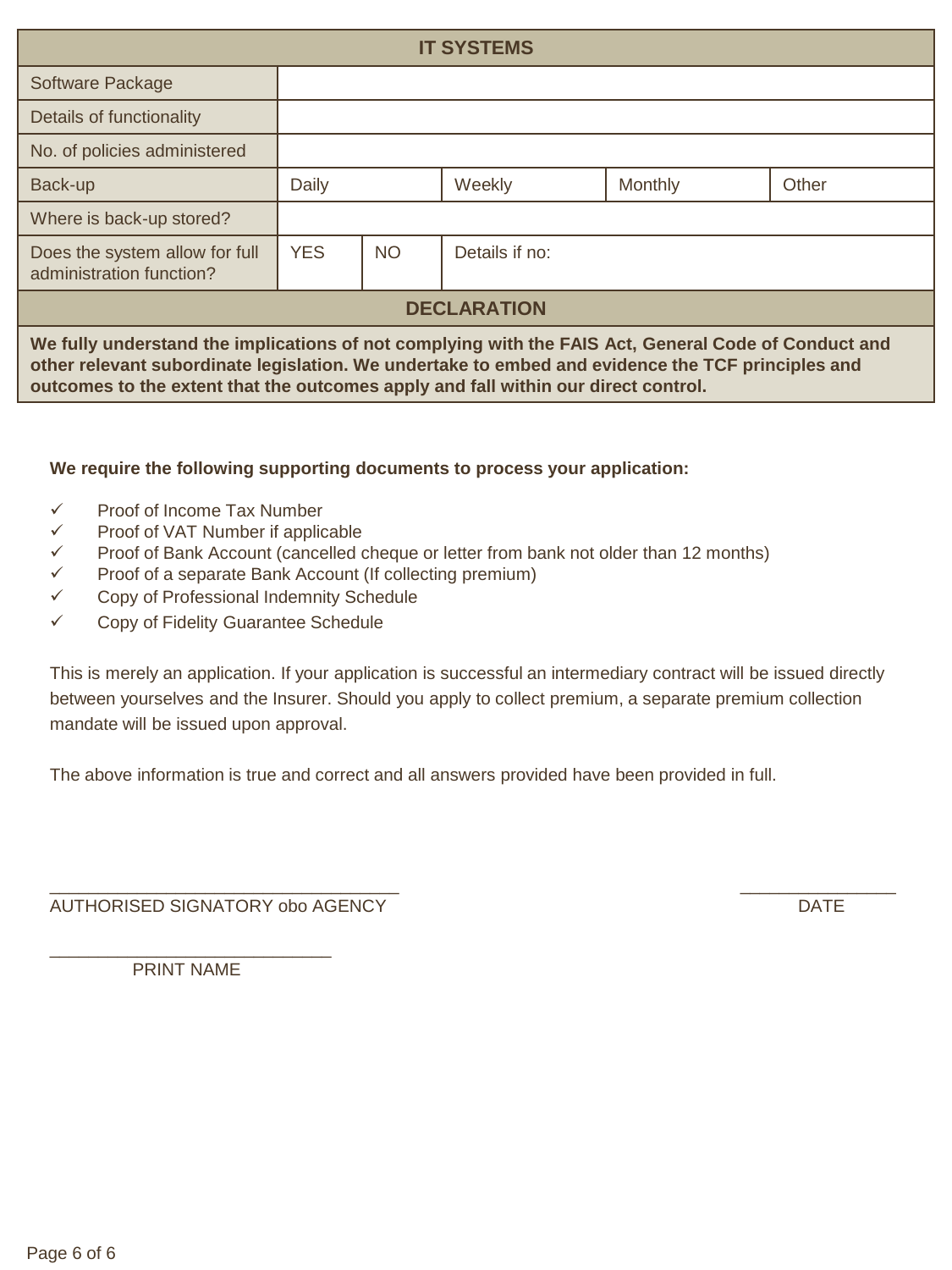| IT SYSTEMS | | | | | |
|---|---|---|---|---|---|
| Software Package | | | | | |
| Details of functionality | | | | | |
| No. of policies administered | | | | | |
| Back-up | Daily | | Weekly | Monthly | Other |
| Where is back-up stored? | | | | | |
| Does the system allow for full administration function? | YES | NO | Details if no: | | |

| DECLARATION |
|---|
| **We fully understand the implications of not complying with the FAIS Act, General Code of Conduct and other relevant subordinate legislation. We undertake to embed and evidence the TCF principles and outcomes to the extent that the outcomes apply and fall within our direct control.** |

**We require the following supporting documents to process your application:**

- ✓ Proof of Income Tax Number
- ✓ Proof of VAT Number if applicable
- ✓ Proof of Bank Account (cancelled cheque or letter from bank not older than 12 months)
- ✓ Proof of a separate Bank Account (If collecting premium)
- ✓ Copy of Professional Indemnity Schedule
- ✓ Copy of Fidelity Guarantee Schedule

This is merely an application. If your application is successful an intermediary contract will be issued directly between yourselves and the Insurer. Should you apply to collect premium, a separate premium collection mandate will be issued upon approval.

The above information is true and correct and all answers provided have been provided in full.

\_\_\_\_\_\_\_\_\_\_\_\_\_\_\_\_\_\_\_\_\_\_\_\_\_\_\_\_\_\_\_\_\_\_ &nbsp;&nbsp;&nbsp;&nbsp;&nbsp;&nbsp;&nbsp;&nbsp; \_\_\_\_\_\_\_\_\_\_\_\_\_\_\_
AUTHORISED SIGNATORY obo AGENCY &nbsp;&nbsp;&nbsp;&nbsp;&nbsp;&nbsp;&nbsp;&nbsp; DATE

\_\_\_\_\_\_\_\_\_\_\_\_\_\_\_\_\_\_\_\_\_\_\_\_\_\_\_
PRINT NAME